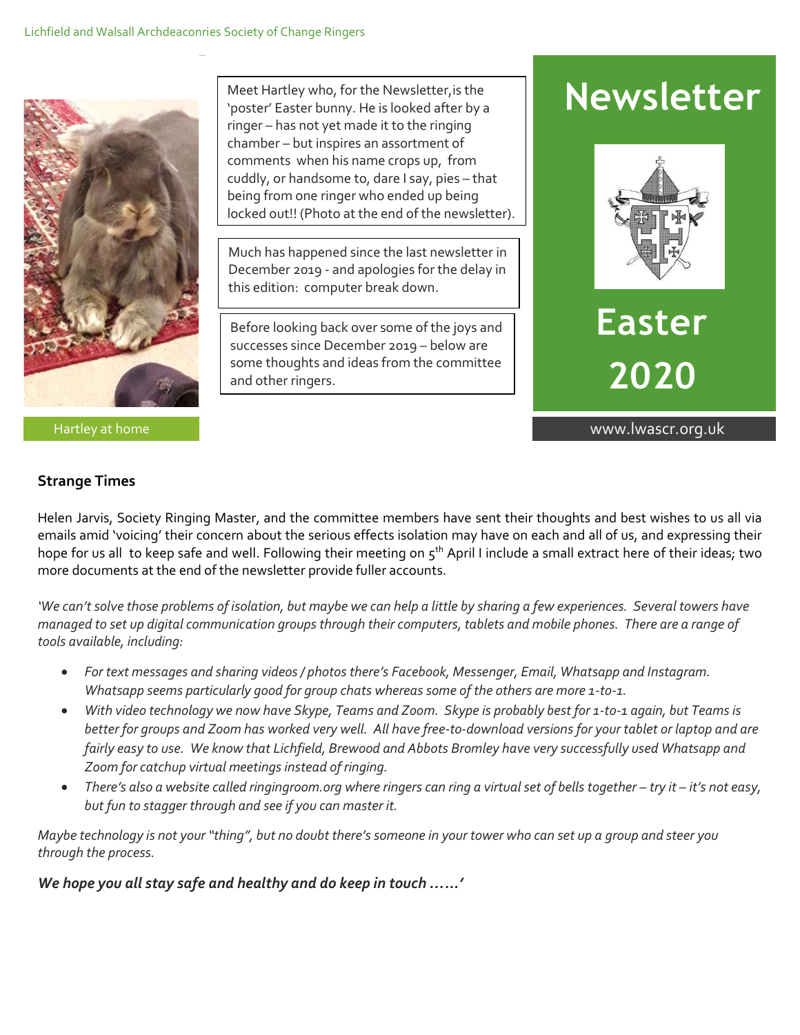Lichfield and Walsall Archdeaconries Society of Change Ringers

# Newsletter

# Easter 2020

www.lwascr.org.uk

Hartley at home

Meet Hartley who, for the Newsletter, is the 'poster' Easter bunny. He is looked after by a ringer – has not yet made it to the ringing chamber – but inspires an assortment of comments when his name crops up, from cuddly, or handsome to, dare I say, pies – that being from one ringer who ended up being locked out!! (Photo at the end of the newsletter).

Much has happened since the last newsletter in December 2019 - and apologies for the delay in this edition: computer break down.

Before looking back over some of the joys and successes since December 2019 – below are some thoughts and ideas from the committee and other ringers.

## Strange Times

Helen Jarvis, Society Ringing Master, and the committee members have sent their thoughts and best wishes to us all via emails amid 'voicing' their concern about the serious effects isolation may have on each and all of us, and expressing their hope for us all to keep safe and well. Following their meeting on 5th April I include a small extract here of their ideas; two more documents at the end of the newsletter provide fuller accounts.

*'We can't solve those problems of isolation, but maybe we can help a little by sharing a few experiences. Several towers have managed to set up digital communication groups through their computers, tablets and mobile phones. There are a range of tools available, including:*

- *For text messages and sharing videos / photos there's Facebook, Messenger, Email, Whatsapp and Instagram. Whatsapp seems particularly good for group chats whereas some of the others are more 1-to-1.*
- *With video technology we now have Skype, Teams and Zoom. Skype is probably best for 1-to-1 again, but Teams is better for groups and Zoom has worked very well. All have free-to-download versions for your tablet or laptop and are fairly easy to use. We know that Lichfield, Brewood and Abbots Bromley have very successfully used Whatsapp and Zoom for catchup virtual meetings instead of ringing.*
- *There's also a website called ringingroom.org where ringers can ring a virtual set of bells together – try it – it's not easy, but fun to stagger through and see if you can master it.*

*Maybe technology is not your "thing", but no doubt there's someone in your tower who can set up a group and steer you through the process.*

***We hope you all stay safe and healthy and do keep in touch ……'***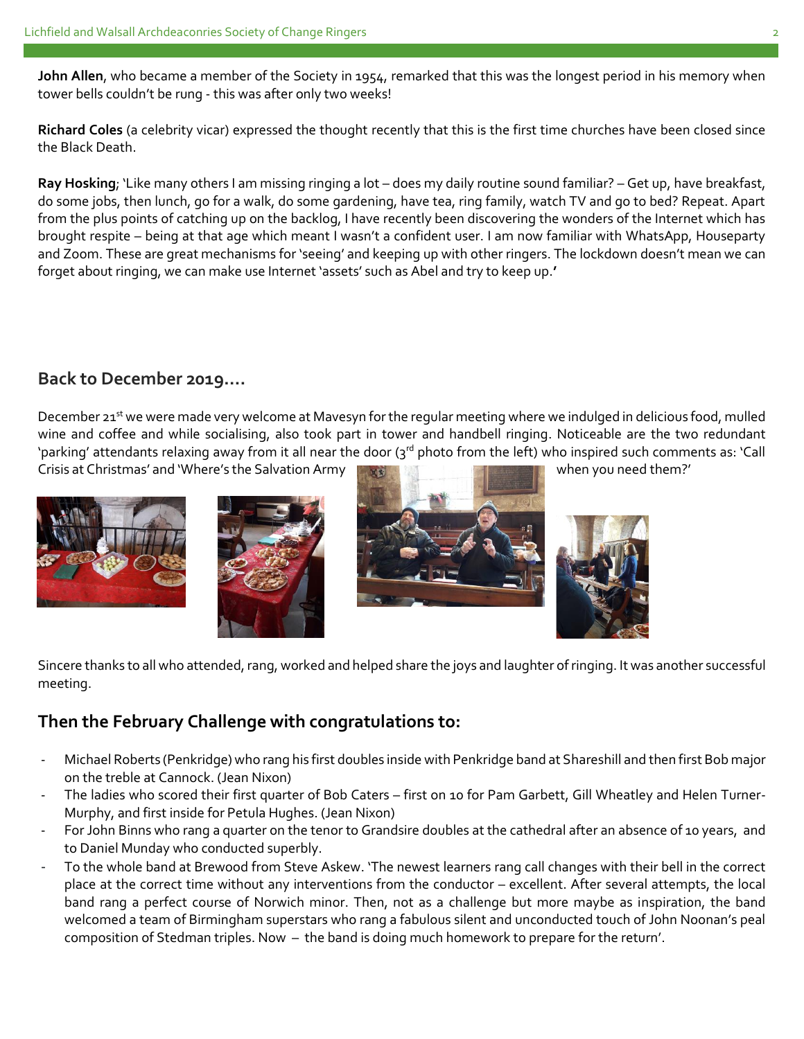**John Allen**, who became a member of the Society in 1954, remarked that this was the longest period in his memory when tower bells couldn't be rung - this was after only two weeks!

**Richard Coles** (a celebrity vicar) expressed the thought recently that this is the first time churches have been closed since the Black Death.

**Ray Hosking**; 'Like many others I am missing ringing a lot – does my daily routine sound familiar? – Get up, have breakfast, do some jobs, then lunch, go for a walk, do some gardening, have tea, ring family, watch TV and go to bed? Repeat. Apart from the plus points of catching up on the backlog, I have recently been discovering the wonders of the Internet which has brought respite – being at that age which meant I wasn't a confident user. I am now familiar with WhatsApp, Houseparty and Zoom. These are great mechanisms for 'seeing' and keeping up with other ringers. The lockdown doesn't mean we can forget about ringing, we can make use Internet 'assets' such as Abel and try to keep up.**'**

## Back to December 2019….

December 21st we were made very welcome at Mavesyn for the regular meeting where we indulged in delicious food, mulled wine and coffee and while socialising, also took part in tower and handbell ringing. Noticeable are the two redundant 'parking' attendants relaxing away from it all near the door (3rd photo from the left) who inspired such comments as: 'Call Crisis at Christmas' and 'Where's the Salvation Army when you need them?'

Sincere thanks to all who attended, rang, worked and helped share the joys and laughter of ringing. It was another successful meeting.

## Then the February Challenge with congratulations to:

- Michael Roberts (Penkridge) who rang his first doubles inside with Penkridge band at Shareshill and then first Bob major on the treble at Cannock. (Jean Nixon)
- The ladies who scored their first quarter of Bob Caters – first on 10 for Pam Garbett, Gill Wheatley and Helen Turner-Murphy, and first inside for Petula Hughes. (Jean Nixon)
- For John Binns who rang a quarter on the tenor to Grandsire doubles at the cathedral after an absence of 10 years, and to Daniel Munday who conducted superbly.
- To the whole band at Brewood from Steve Askew. 'The newest learners rang call changes with their bell in the correct place at the correct time without any interventions from the conductor – excellent. After several attempts, the local band rang a perfect course of Norwich minor. Then, not as a challenge but more maybe as inspiration, the band welcomed a team of Birmingham superstars who rang a fabulous silent and unconducted touch of John Noonan's peal composition of Stedman triples. Now – the band is doing much homework to prepare for the return'.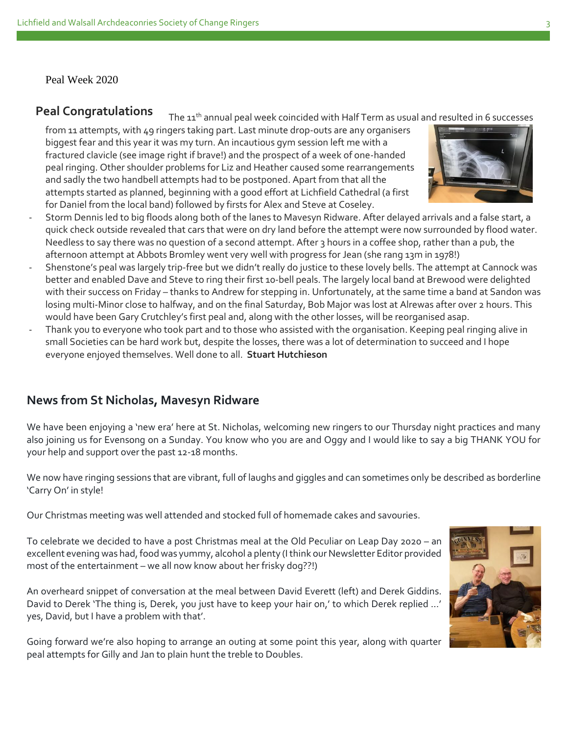Peal Week 2020

## Peal Congratulations

The 11th annual peal week coincided with Half Term as usual and resulted in 6 successes from 11 attempts, with 49 ringers taking part. Last minute drop-outs are any organisers biggest fear and this year it was my turn. An incautious gym session left me with a fractured clavicle (see image right if brave!) and the prospect of a week of one-handed peal ringing. Other shoulder problems for Liz and Heather caused some rearrangements and sadly the two handbell attempts had to be postponed. Apart from that all the attempts started as planned, beginning with a good effort at Lichfield Cathedral (a first for Daniel from the local band) followed by firsts for Alex and Steve at Coseley.

- Storm Dennis led to big floods along both of the lanes to Mavesyn Ridware. After delayed arrivals and a false start, a quick check outside revealed that cars that were on dry land before the attempt were now surrounded by flood water. Needless to say there was no question of a second attempt. After 3 hours in a coffee shop, rather than a pub, the afternoon attempt at Abbots Bromley went very well with progress for Jean (she rang 13m in 1978!)
- Shenstone's peal was largely trip-free but we didn't really do justice to these lovely bells. The attempt at Cannock was better and enabled Dave and Steve to ring their first 10-bell peals. The largely local band at Brewood were delighted with their success on Friday – thanks to Andrew for stepping in. Unfortunately, at the same time a band at Sandon was losing multi-Minor close to halfway, and on the final Saturday, Bob Major was lost at Alrewas after over 2 hours. This would have been Gary Crutchley's first peal and, along with the other losses, will be reorganised asap.
- Thank you to everyone who took part and to those who assisted with the organisation. Keeping peal ringing alive in small Societies can be hard work but, despite the losses, there was a lot of determination to succeed and I hope everyone enjoyed themselves. Well done to all. **Stuart Hutchieson**

## News from St Nicholas, Mavesyn Ridware

We have been enjoying a 'new era' here at St. Nicholas, welcoming new ringers to our Thursday night practices and many also joining us for Evensong on a Sunday. You know who you are and Oggy and I would like to say a big THANK YOU for your help and support over the past 12-18 months.

We now have ringing sessions that are vibrant, full of laughs and giggles and can sometimes only be described as borderline 'Carry On' in style!

Our Christmas meeting was well attended and stocked full of homemade cakes and savouries.

To celebrate we decided to have a post Christmas meal at the Old Peculiar on Leap Day 2020 – an excellent evening was had, food was yummy, alcohol a plenty (I think our Newsletter Editor provided most of the entertainment – we all now know about her frisky dog??!)

An overheard snippet of conversation at the meal between David Everett (left) and Derek Giddins. David to Derek 'The thing is, Derek, you just have to keep your hair on,' to which Derek replied …' yes, David, but I have a problem with that'.

Going forward we're also hoping to arrange an outing at some point this year, along with quarter peal attempts for Gilly and Jan to plain hunt the treble to Doubles.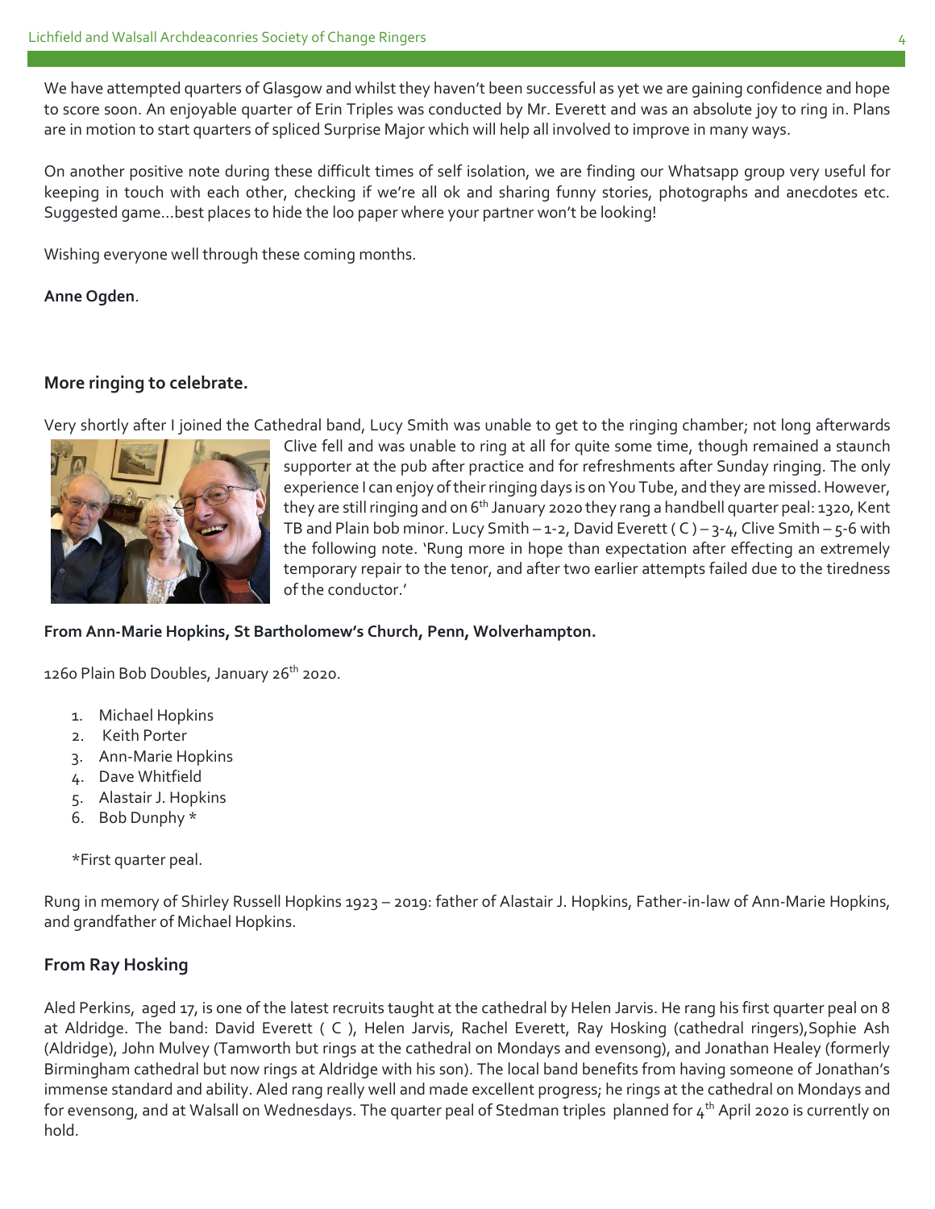We have attempted quarters of Glasgow and whilst they haven't been successful as yet we are gaining confidence and hope to score soon. An enjoyable quarter of Erin Triples was conducted by Mr. Everett and was an absolute joy to ring in. Plans are in motion to start quarters of spliced Surprise Major which will help all involved to improve in many ways.

On another positive note during these difficult times of self isolation, we are finding our Whatsapp group very useful for keeping in touch with each other, checking if we're all ok and sharing funny stories, photographs and anecdotes etc. Suggested game…best places to hide the loo paper where your partner won't be looking!

Wishing everyone well through these coming months.

**Anne Ogden**.

### More ringing to celebrate.

Very shortly after I joined the Cathedral band, Lucy Smith was unable to get to the ringing chamber; not long afterwards Clive fell and was unable to ring at all for quite some time, though remained a staunch supporter at the pub after practice and for refreshments after Sunday ringing. The only experience I can enjoy of their ringing days is on You Tube, and they are missed. However, they are still ringing and on 6th January 2020 they rang a handbell quarter peal: 1320, Kent TB and Plain bob minor. Lucy Smith – 1-2, David Everett ( C ) – 3-4, Clive Smith – 5-6 with the following note. 'Rung more in hope than expectation after effecting an extremely temporary repair to the tenor, and after two earlier attempts failed due to the tiredness of the conductor.'

**From Ann-Marie Hopkins, St Bartholomew's Church, Penn, Wolverhampton.**

1260 Plain Bob Doubles, January 26th 2020.

1. Michael Hopkins
2. Keith Porter
3. Ann-Marie Hopkins
4. Dave Whitfield
5. Alastair J. Hopkins
6. Bob Dunphy *

*First quarter peal.

Rung in memory of Shirley Russell Hopkins 1923 – 2019: father of Alastair J. Hopkins, Father-in-law of Ann-Marie Hopkins, and grandfather of Michael Hopkins.

### From Ray Hosking

Aled Perkins, aged 17, is one of the latest recruits taught at the cathedral by Helen Jarvis. He rang his first quarter peal on 8 at Aldridge. The band: David Everett ( C ), Helen Jarvis, Rachel Everett, Ray Hosking (cathedral ringers),Sophie Ash (Aldridge), John Mulvey (Tamworth but rings at the cathedral on Mondays and evensong), and Jonathan Healey (formerly Birmingham cathedral but now rings at Aldridge with his son). The local band benefits from having someone of Jonathan's immense standard and ability. Aled rang really well and made excellent progress; he rings at the cathedral on Mondays and for evensong, and at Walsall on Wednesdays. The quarter peal of Stedman triples planned for 4th April 2020 is currently on hold.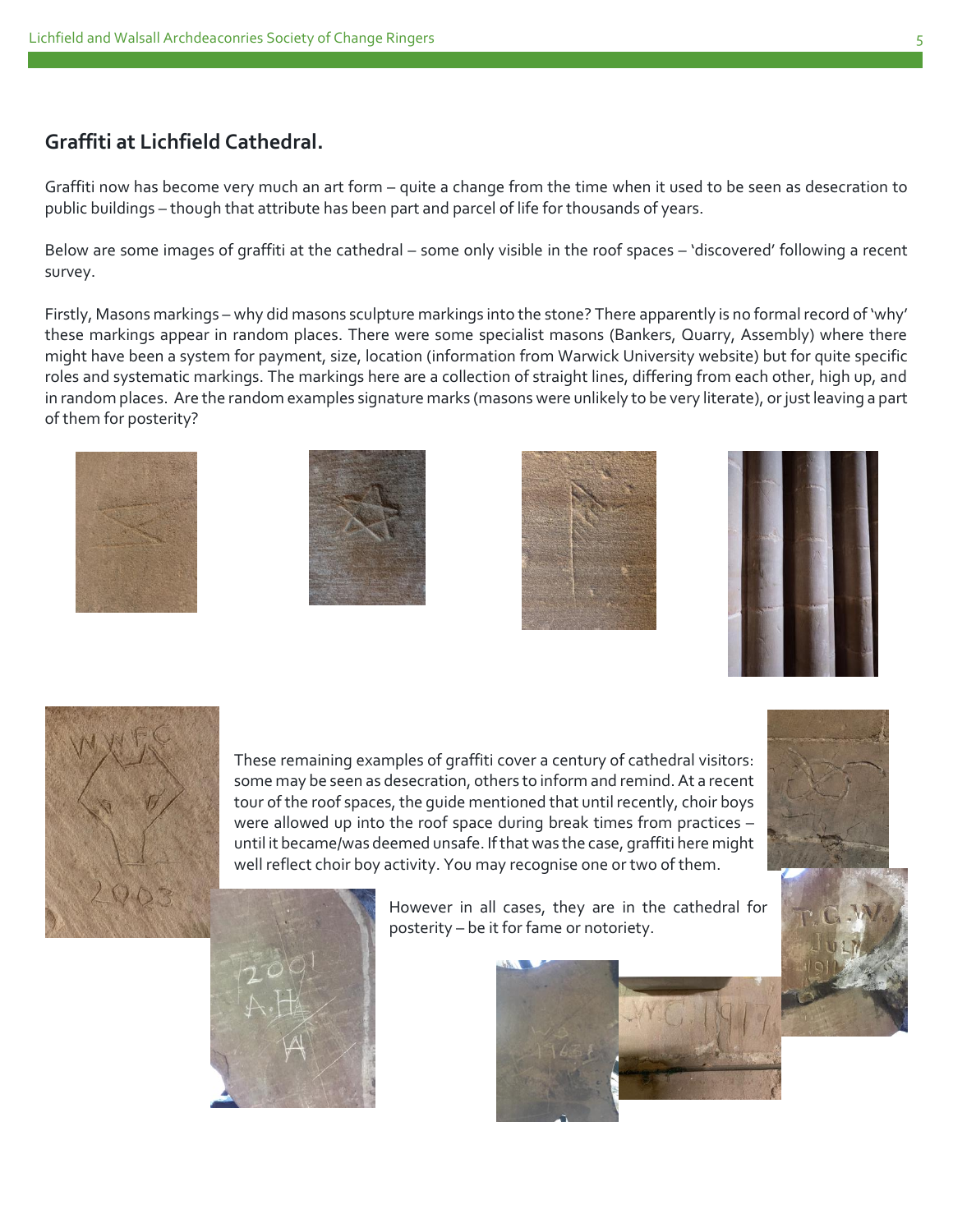## Graffiti at Lichfield Cathedral.

Graffiti now has become very much an art form – quite a change from the time when it used to be seen as desecration to public buildings – though that attribute has been part and parcel of life for thousands of years.

Below are some images of graffiti at the cathedral – some only visible in the roof spaces – 'discovered' following a recent survey.

Firstly, Masons markings – why did masons sculpture markings into the stone? There apparently is no formal record of 'why' these markings appear in random places. There were some specialist masons (Bankers, Quarry, Assembly) where there might have been a system for payment, size, location (information from Warwick University website) but for quite specific roles and systematic markings. The markings here are a collection of straight lines, differing from each other, high up, and in random places. Are the random examples signature marks (masons were unlikely to be very literate), or just leaving a part of them for posterity?

These remaining examples of graffiti cover a century of cathedral visitors: some may be seen as desecration, others to inform and remind. At a recent tour of the roof spaces, the guide mentioned that until recently, choir boys were allowed up into the roof space during break times from practices – until it became/was deemed unsafe. If that was the case, graffiti here might well reflect choir boy activity. You may recognise one or two of them.

However in all cases, they are in the cathedral for posterity – be it for fame or notoriety.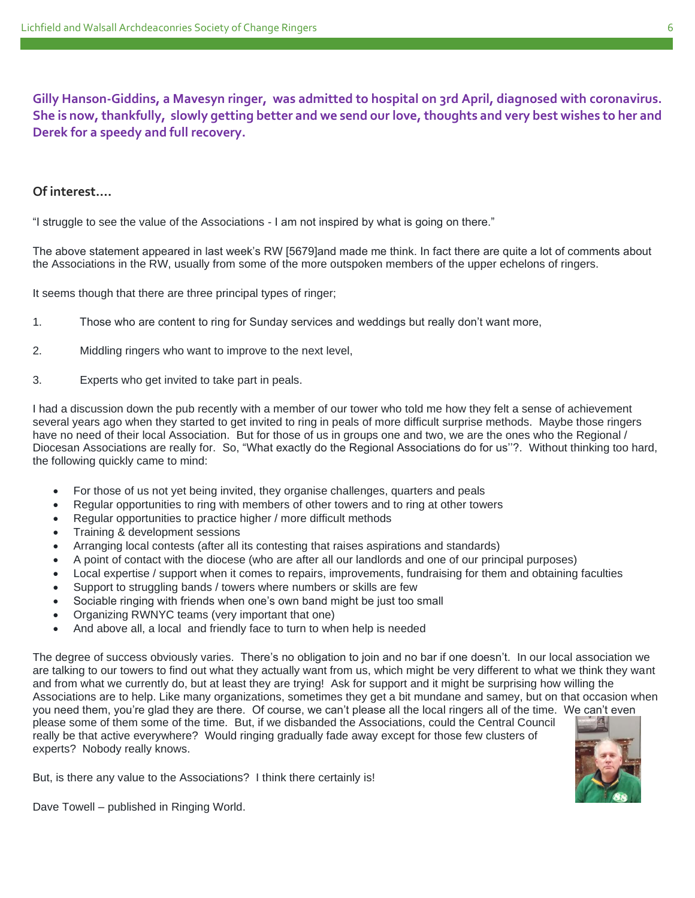**Gilly Hanson-Giddins, a Mavesyn ringer, was admitted to hospital on 3rd April, diagnosed with coronavirus. She is now, thankfully, slowly getting better and we send our love, thoughts and very best wishes to her and Derek for a speedy and full recovery.**

## Of interest....

"I struggle to see the value of the Associations - I am not inspired by what is going on there."

The above statement appeared in last week's RW [5679]and made me think. In fact there are quite a lot of comments about the Associations in the RW, usually from some of the more outspoken members of the upper echelons of ringers.

It seems though that there are three principal types of ringer;

1. Those who are content to ring for Sunday services and weddings but really don't want more,
2. Middling ringers who want to improve to the next level,
3. Experts who get invited to take part in peals.

I had a discussion down the pub recently with a member of our tower who told me how they felt a sense of achievement several years ago when they started to get invited to ring in peals of more difficult surprise methods. Maybe those ringers have no need of their local Association. But for those of us in groups one and two, we are the ones who the Regional / Diocesan Associations are really for. So, "What exactly do the Regional Associations do for us''?. Without thinking too hard, the following quickly came to mind:

- For those of us not yet being invited, they organise challenges, quarters and peals
- Regular opportunities to ring with members of other towers and to ring at other towers
- Regular opportunities to practice higher / more difficult methods
- Training & development sessions
- Arranging local contests (after all its contesting that raises aspirations and standards)
- A point of contact with the diocese (who are after all our landlords and one of our principal purposes)
- Local expertise / support when it comes to repairs, improvements, fundraising for them and obtaining faculties
- Support to struggling bands / towers where numbers or skills are few
- Sociable ringing with friends when one's own band might be just too small
- Organizing RWNYC teams (very important that one)
- And above all, a local and friendly face to turn to when help is needed

The degree of success obviously varies. There's no obligation to join and no bar if one doesn't. In our local association we are talking to our towers to find out what they actually want from us, which might be very different to what we think they want and from what we currently do, but at least they are trying! Ask for support and it might be surprising how willing the Associations are to help. Like many organizations, sometimes they get a bit mundane and samey, but on that occasion when you need them, you're glad they are there. Of course, we can't please all the local ringers all of the time. We can't even please some of them some of the time. But, if we disbanded the Associations, could the Central Council really be that active everywhere? Would ringing gradually fade away except for those few clusters of experts? Nobody really knows.

But, is there any value to the Associations? I think there certainly is!

Dave Towell – published in Ringing World.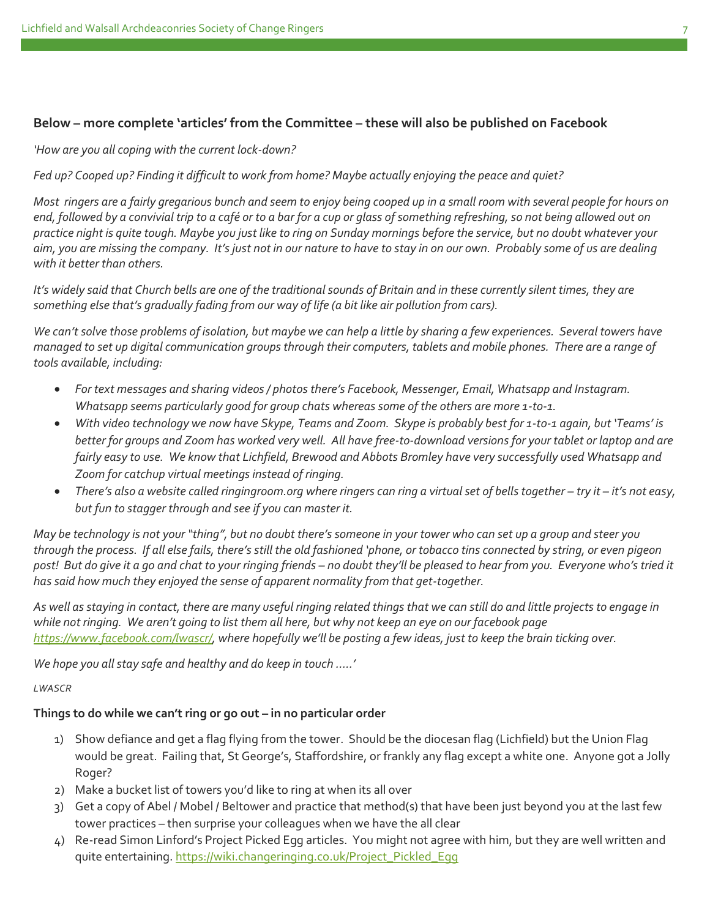**Below – more complete 'articles' from the Committee – these will also be published on Facebook**

*'How are you all coping with the current lock-down?*

*Fed up? Cooped up? Finding it difficult to work from home? Maybe actually enjoying the peace and quiet?*

*Most ringers are a fairly gregarious bunch and seem to enjoy being cooped up in a small room with several people for hours on end, followed by a convivial trip to a café or to a bar for a cup or glass of something refreshing, so not being allowed out on practice night is quite tough. Maybe you just like to ring on Sunday mornings before the service, but no doubt whatever your aim, you are missing the company. It's just not in our nature to have to stay in on our own. Probably some of us are dealing with it better than others.*

*It's widely said that Church bells are one of the traditional sounds of Britain and in these currently silent times, they are something else that's gradually fading from our way of life (a bit like air pollution from cars).*

*We can't solve those problems of isolation, but maybe we can help a little by sharing a few experiences. Several towers have managed to set up digital communication groups through their computers, tablets and mobile phones. There are a range of tools available, including:*

- *For text messages and sharing videos / photos there's Facebook, Messenger, Email, Whatsapp and Instagram. Whatsapp seems particularly good for group chats whereas some of the others are more 1-to-1.*
- *With video technology we now have Skype, Teams and Zoom. Skype is probably best for 1-to-1 again, but 'Teams' is better for groups and Zoom has worked very well. All have free-to-download versions for your tablet or laptop and are fairly easy to use. We know that Lichfield, Brewood and Abbots Bromley have very successfully used Whatsapp and Zoom for catchup virtual meetings instead of ringing.*
- *There's also a website called ringingroom.org where ringers can ring a virtual set of bells together – try it – it's not easy, but fun to stagger through and see if you can master it.*

*May be technology is not your "thing", but no doubt there's someone in your tower who can set up a group and steer you through the process. If all else fails, there's still the old fashioned 'phone, or tobacco tins connected by string, or even pigeon post! But do give it a go and chat to your ringing friends – no doubt they'll be pleased to hear from you. Everyone who's tried it has said how much they enjoyed the sense of apparent normality from that get-together.*

*As well as staying in contact, there are many useful ringing related things that we can still do and little projects to engage in while not ringing. We aren't going to list them all here, but why not keep an eye on our facebook page [https://www.facebook.com/lwascr/](https://www.facebook.com/lwascr/), where hopefully we'll be posting a few ideas, just to keep the brain ticking over.*

*We hope you all stay safe and healthy and do keep in touch .....'*

*LWASCR*

**Things to do while we can't ring or go out – in no particular order**

1) Show defiance and get a flag flying from the tower. Should be the diocesan flag (Lichfield) but the Union Flag would be great. Failing that, St George's, Staffordshire, or frankly any flag except a white one. Anyone got a Jolly Roger?
2) Make a bucket list of towers you'd like to ring at when its all over
3) Get a copy of Abel / Mobel / Beltower and practice that method(s) that have been just beyond you at the last few tower practices – then surprise your colleagues when we have the all clear
4) Re-read Simon Linford's Project Picked Egg articles. You might not agree with him, but they are well written and quite entertaining. [https://wiki.changeringing.co.uk/Project_Pickled_Egg](https://wiki.changeringing.co.uk/Project_Pickled_Egg)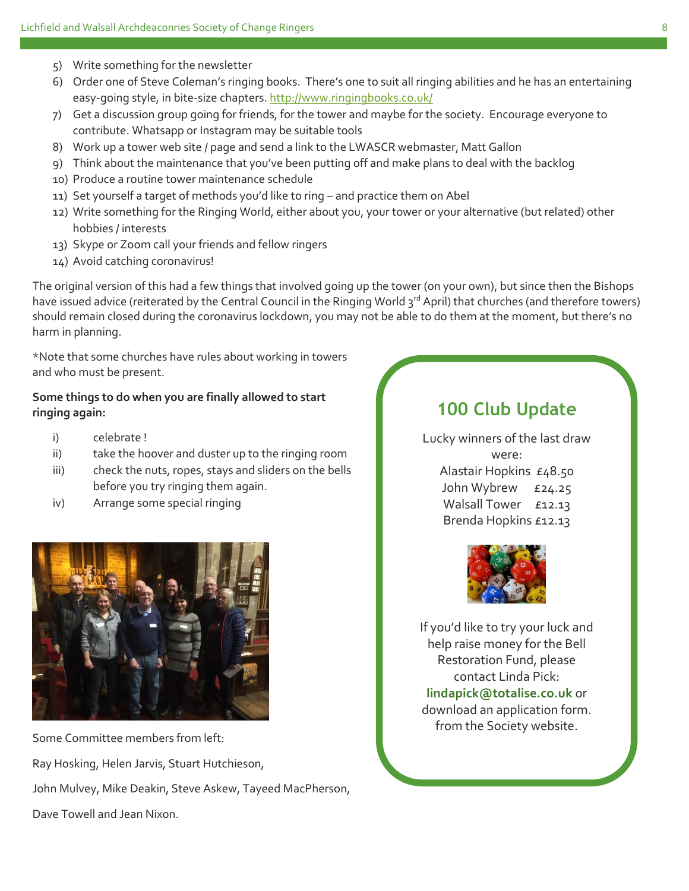5) Write something for the newsletter
6) Order one of Steve Coleman's ringing books. There's one to suit all ringing abilities and he has an entertaining easy-going style, in bite-size chapters. http://www.ringingbooks.co.uk/
7) Get a discussion group going for friends, for the tower and maybe for the society. Encourage everyone to contribute. Whatsapp or Instagram may be suitable tools
8) Work up a tower web site / page and send a link to the LWASCR webmaster, Matt Gallon
9) Think about the maintenance that you've been putting off and make plans to deal with the backlog
10) Produce a routine tower maintenance schedule
11) Set yourself a target of methods you'd like to ring – and practice them on Abel
12) Write something for the Ringing World, either about you, your tower or your alternative (but related) other hobbies / interests
13) Skype or Zoom call your friends and fellow ringers
14) Avoid catching coronavirus!

The original version of this had a few things that involved going up the tower (on your own), but since then the Bishops have issued advice (reiterated by the Central Council in the Ringing World 3rd April) that churches (and therefore towers) should remain closed during the coronavirus lockdown, you may not be able to do them at the moment, but there's no harm in planning.

*Note that some churches have rules about working in towers and who must be present.

**Some things to do when you are finally allowed to start ringing again:**

i) celebrate !
ii) take the hoover and duster up to the ringing room
iii) check the nuts, ropes, stays and sliders on the bells before you try ringing them again.
iv) Arrange some special ringing

Some Committee members from left:

Ray Hosking, Helen Jarvis, Stuart Hutchieson,

John Mulvey, Mike Deakin, Steve Askew, Tayeed MacPherson,

Dave Towell and Jean Nixon.

## 100 Club Update

Lucky winners of the last draw were:

Alastair Hopkins £48.50
John Wybrew £24.25
Walsall Tower £12.13
Brenda Hopkins £12.13

If you'd like to try your luck and help raise money for the Bell Restoration Fund, please contact Linda Pick: **lindapick@totalise.co.uk** or download an application form. from the Society website.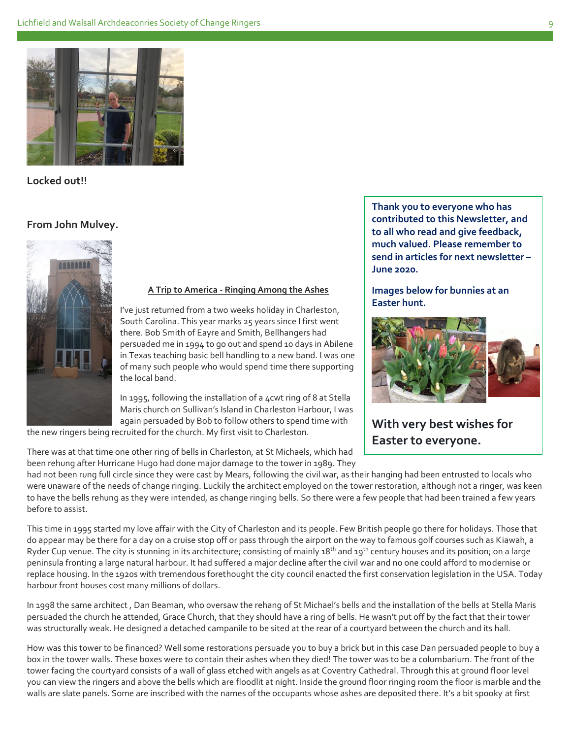**Locked out!!**

**From John Mulvey.**

**A Trip to America - Ringing Among the Ashes**

I've just returned from a two weeks holiday in Charleston, South Carolina. This year marks 25 years since I first went there. Bob Smith of Eayre and Smith, Bellhangers had persuaded me in 1994 to go out and spend 10 days in Abilene in Texas teaching basic bell handling to a new band. I was one of many such people who would spend time there supporting the local band.

In 1995, following the installation of a 4cwt ring of 8 at Stella Maris church on Sullivan's Island in Charleston Harbour, I was again persuaded by Bob to follow others to spend time with the new ringers being recruited for the church. My first visit to Charleston.

There was at that time one other ring of bells in Charleston, at St Michaels, which had been rehung after Hurricane Hugo had done major damage to the tower in 1989. They had not been rung full circle since they were cast by Mears, following the civil war, as their hanging had been entrusted to locals who were unaware of the needs of change ringing. Luckily the architect employed on the tower restoration, although not a ringer, was keen to have the bells rehung as they were intended, as change ringing bells. So there were a few people that had been trained a few years before to assist.

This time in 1995 started my love affair with the City of Charleston and its people. Few British people go there for holidays. Those that do appear may be there for a day on a cruise stop off or pass through the airport on the way to famous golf courses such as Kiawah, a Ryder Cup venue. The city is stunning in its architecture; consisting of mainly 18th and 19th century houses and its position; on a large peninsula fronting a large natural harbour. It had suffered a major decline after the civil war and no one could afford to modernise or replace housing. In the 1920s with tremendous forethought the city council enacted the first conservation legislation in the USA. Today harbour front houses cost many millions of dollars.

In 1998 the same architect , Dan Beaman, who oversaw the rehang of St Michael's bells and the installation of the bells at Stella Maris persuaded the church he attended, Grace Church, that they should have a ring of bells. He wasn't put off by the fact that their tower was structurally weak. He designed a detached campanile to be sited at the rear of a courtyard between the church and its hall.

How was this tower to be financed? Well some restorations persuade you to buy a brick but in this case Dan persuaded people to buy a box in the tower walls. These boxes were to contain their ashes when they died! The tower was to be a columbarium. The front of the tower facing the courtyard consists of a wall of glass etched with angels as at Coventry Cathedral. Through this at ground floor level you can view the ringers and above the bells which are floodlit at night. Inside the ground floor ringing room the floor is marble and the walls are slate panels. Some are inscribed with the names of the occupants whose ashes are deposited there. It's a bit spooky at first

**Thank you to everyone who has contributed to this Newsletter, and to all who read and give feedback, much valued. Please remember to send in articles for next newsletter – June 2020.**

**Images below for bunnies at an Easter hunt.**

**With very best wishes for Easter to everyone.**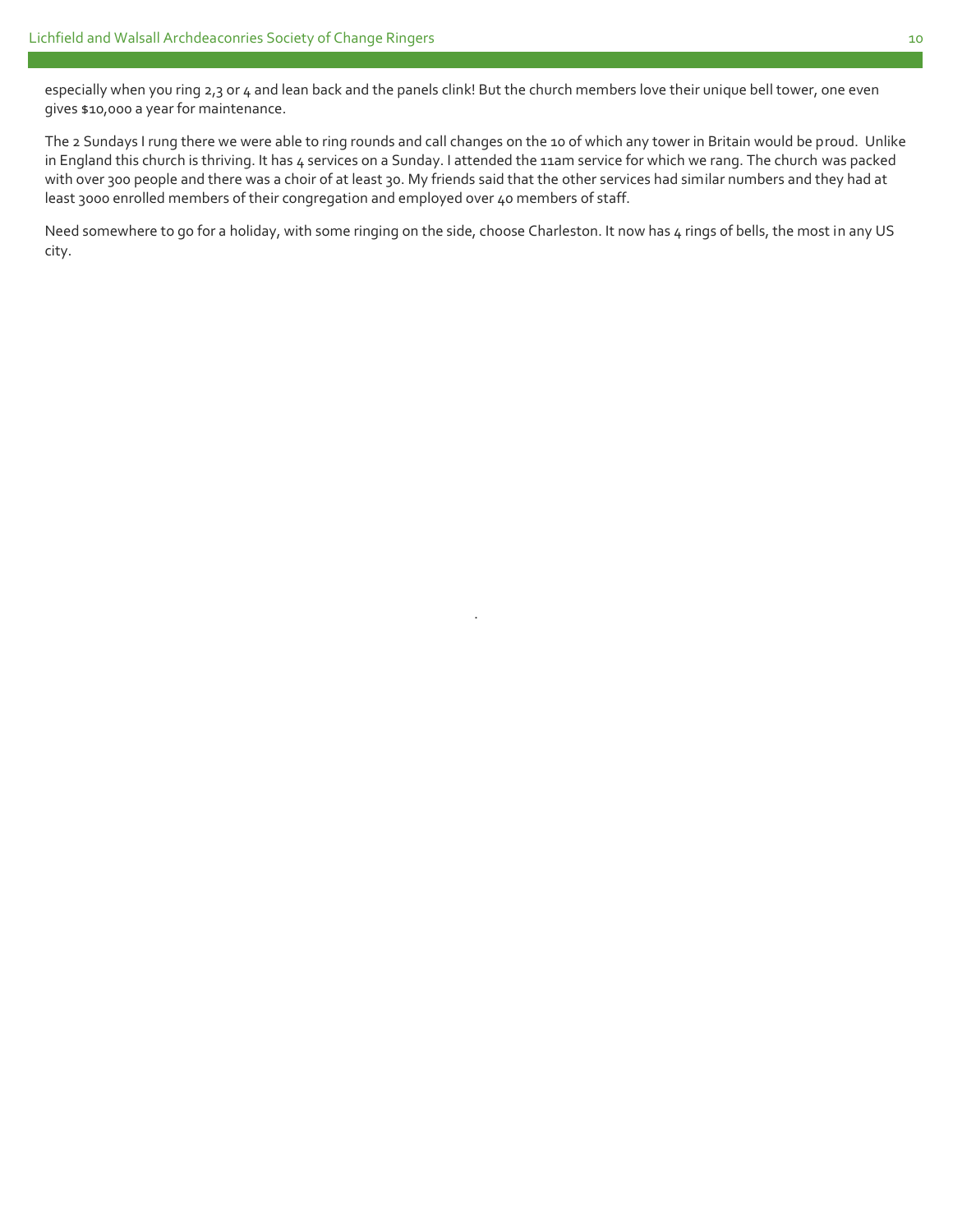especially when you ring 2,3 or 4 and lean back and the panels clink! But the church members love their unique bell tower, one even gives $10,000 a year for maintenance.

The 2 Sundays I rung there we were able to ring rounds and call changes on the 10 of which any tower in Britain would be proud. Unlike in England this church is thriving. It has 4 services on a Sunday. I attended the 11am service for which we rang. The church was packed with over 300 people and there was a choir of at least 30. My friends said that the other services had similar numbers and they had at least 3000 enrolled members of their congregation and employed over 40 members of staff.

Need somewhere to go for a holiday, with some ringing on the side, choose Charleston. It now has 4 rings of bells, the most in any US city.